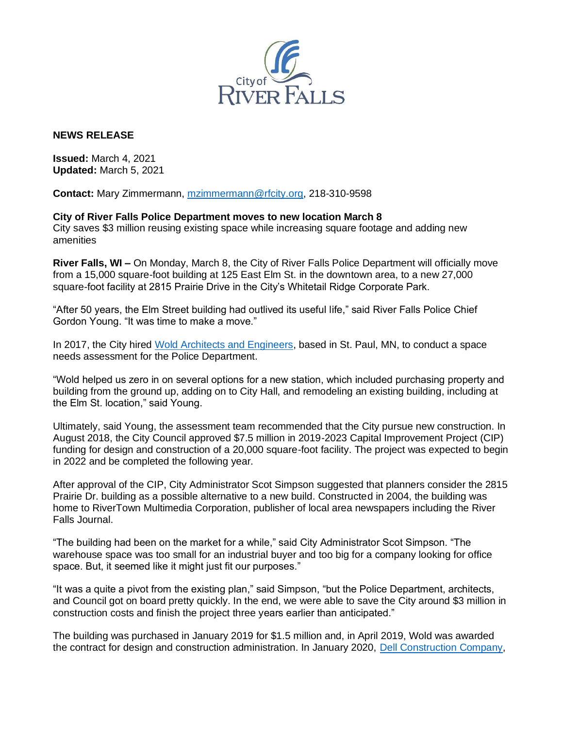City of RIVER FALLS

**NEWS RELEASE**

**Issued:** March 4, 2021
**Updated:** March 5, 2021

**Contact:** Mary Zimmermann, [mzimmermann@rfcity.org](mailto:mzimmermann@rfcity.org), 218-310-9598

**City of River Falls Police Department moves to new location March 8**
City saves $3 million reusing existing space while increasing square footage and adding new amenities

**River Falls, WI –** On Monday, March 8, the City of River Falls Police Department will officially move from a 15,000 square-foot building at 125 East Elm St. in the downtown area, to a new 27,000 square-foot facility at 2815 Prairie Drive in the City's Whitetail Ridge Corporate Park.

"After 50 years, the Elm Street building had outlived its useful life," said River Falls Police Chief Gordon Young. "It was time to make a move."

In 2017, the City hired [Wold Architects and Engineers](), based in St. Paul, MN, to conduct a space needs assessment for the Police Department.

"Wold helped us zero in on several options for a new station, which included purchasing property and building from the ground up, adding on to City Hall, and remodeling an existing building, including at the Elm St. location," said Young.

Ultimately, said Young, the assessment team recommended that the City pursue new construction. In August 2018, the City Council approved $7.5 million in 2019-2023 Capital Improvement Project (CIP) funding for design and construction of a 20,000 square-foot facility. The project was expected to begin in 2022 and be completed the following year.

After approval of the CIP, City Administrator Scot Simpson suggested that planners consider the 2815 Prairie Dr. building as a possible alternative to a new build. Constructed in 2004, the building was home to RiverTown Multimedia Corporation, publisher of local area newspapers including the River Falls Journal.

"The building had been on the market for a while," said City Administrator Scot Simpson. "The warehouse space was too small for an industrial buyer and too big for a company looking for office space. But, it seemed like it might just fit our purposes."

"It was a quite a pivot from the existing plan," said Simpson, "but the Police Department, architects, and Council got on board pretty quickly. In the end, we were able to save the City around $3 million in construction costs and finish the project three years earlier than anticipated."

The building was purchased in January 2019 for $1.5 million and, in April 2019, Wold was awarded the contract for design and construction administration. In January 2020, [Dell Construction Company](),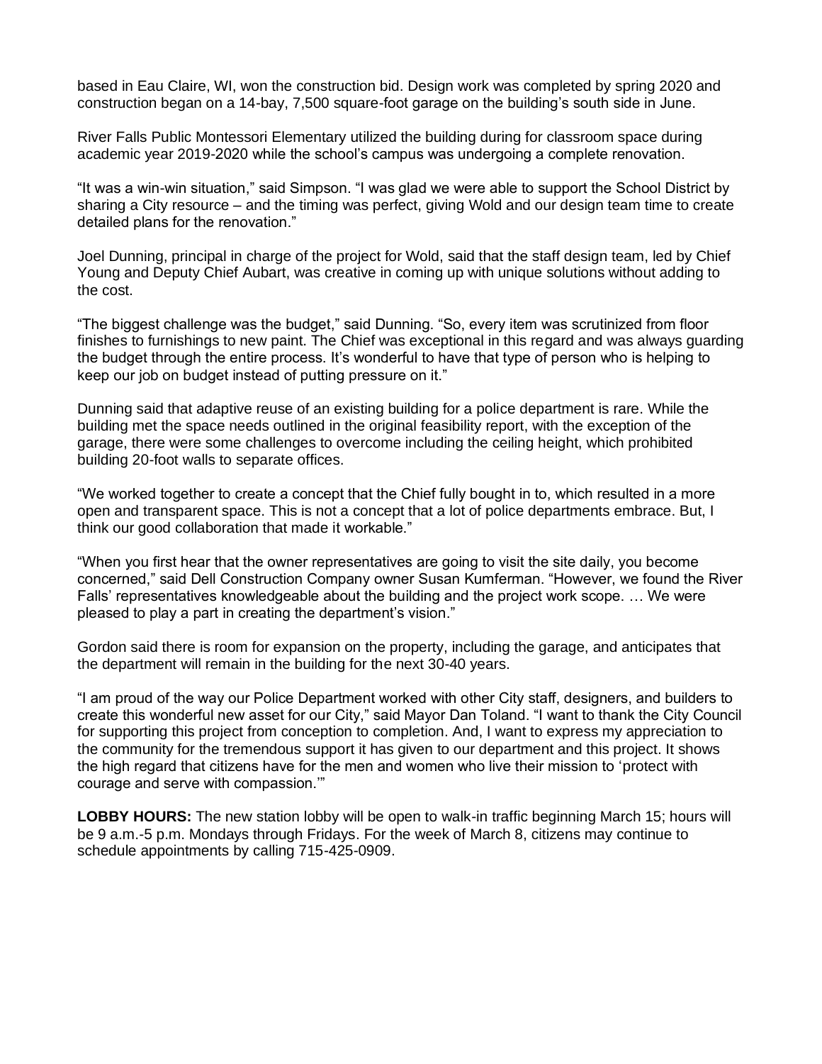based in Eau Claire, WI, won the construction bid. Design work was completed by spring 2020 and construction began on a 14-bay, 7,500 square-foot garage on the building's south side in June.

River Falls Public Montessori Elementary utilized the building during for classroom space during academic year 2019-2020 while the school's campus was undergoing a complete renovation.

"It was a win-win situation," said Simpson. "I was glad we were able to support the School District by sharing a City resource – and the timing was perfect, giving Wold and our design team time to create detailed plans for the renovation."

Joel Dunning, principal in charge of the project for Wold, said that the staff design team, led by Chief Young and Deputy Chief Aubart, was creative in coming up with unique solutions without adding to the cost.

"The biggest challenge was the budget," said Dunning. "So, every item was scrutinized from floor finishes to furnishings to new paint. The Chief was exceptional in this regard and was always guarding the budget through the entire process. It's wonderful to have that type of person who is helping to keep our job on budget instead of putting pressure on it."

Dunning said that adaptive reuse of an existing building for a police department is rare. While the building met the space needs outlined in the original feasibility report, with the exception of the garage, there were some challenges to overcome including the ceiling height, which prohibited building 20-foot walls to separate offices.

"We worked together to create a concept that the Chief fully bought in to, which resulted in a more open and transparent space. This is not a concept that a lot of police departments embrace. But, I think our good collaboration that made it workable."

"When you first hear that the owner representatives are going to visit the site daily, you become concerned," said Dell Construction Company owner Susan Kumferman. "However, we found the River Falls' representatives knowledgeable about the building and the project work scope. … We were pleased to play a part in creating the department's vision."

Gordon said there is room for expansion on the property, including the garage, and anticipates that the department will remain in the building for the next 30-40 years.

"I am proud of the way our Police Department worked with other City staff, designers, and builders to create this wonderful new asset for our City," said Mayor Dan Toland. "I want to thank the City Council for supporting this project from conception to completion. And, I want to express my appreciation to the community for the tremendous support it has given to our department and this project. It shows the high regard that citizens have for the men and women who live their mission to 'protect with courage and serve with compassion.'"

**LOBBY HOURS:** The new station lobby will be open to walk-in traffic beginning March 15; hours will be 9 a.m.-5 p.m. Mondays through Fridays. For the week of March 8, citizens may continue to schedule appointments by calling 715-425-0909.